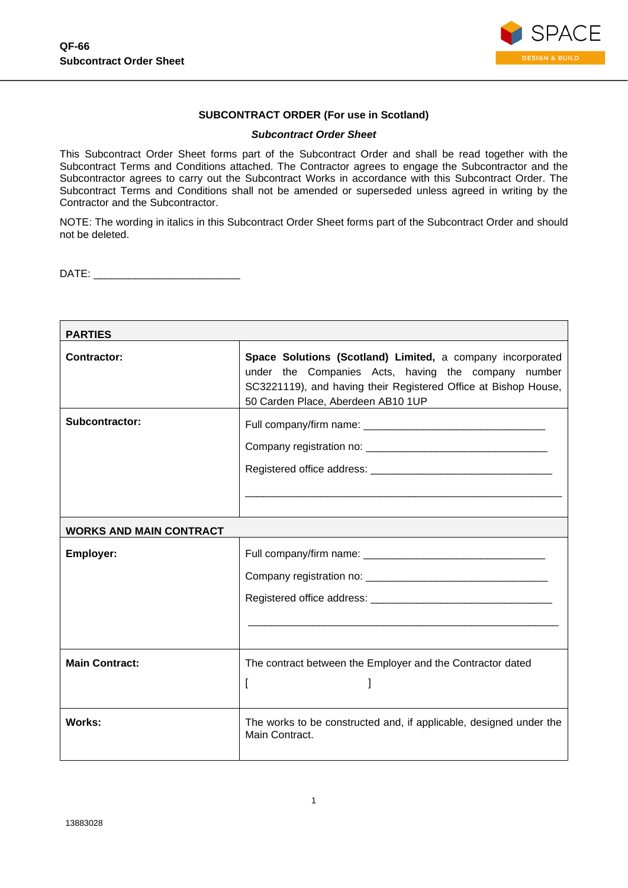**QF-66**
**Subcontract Order Sheet**

## SUBCONTRACT ORDER (For use in Scotland)

***Subcontract Order Sheet***

This Subcontract Order Sheet forms part of the Subcontract Order and shall be read together with the Subcontract Terms and Conditions attached. The Contractor agrees to engage the Subcontractor and the Subcontractor agrees to carry out the Subcontract Works in accordance with this Subcontract Order. The Subcontract Terms and Conditions shall not be amended or superseded unless agreed in writing by the Contractor and the Subcontractor.

NOTE: The wording in italics in this Subcontract Order Sheet forms part of the Subcontract Order and should not be deleted.

DATE: ________________________

| **PARTIES** | |
|---|---|
| **Contractor:** | **Space Solutions (Scotland) Limited,** a company incorporated under the Companies Acts, having the company number SC3221119), and having their Registered Office at Bishop House, 50 Carden Place, Aberdeen AB10 1UP |
| **Subcontractor:** | Full company/firm name: ______________________________ <br> Company registration no: ______________________________ <br> Registered office address: ______________________________ <br> ______________________________________________________ |
| **WORKS AND MAIN CONTRACT** | |
| **Employer:** | Full company/firm name: ______________________________ <br> Company registration no: ______________________________ <br> Registered office address: ______________________________ <br> ______________________________________________________ |
| **Main Contract:** | The contract between the Employer and the Contractor dated <br> [ ] |
| **Works:** | The works to be constructed and, if applicable, designed under the Main Contract. |

13883028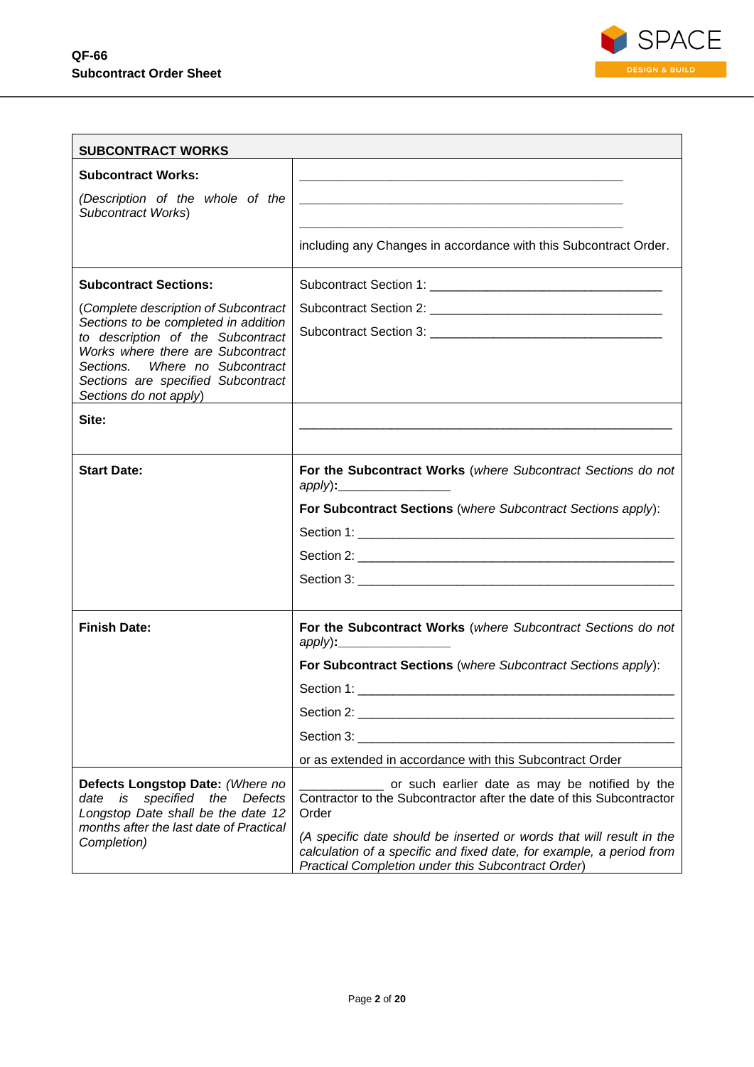| SUBCONTRACT WORKS | |
|---|---|
| **Subcontract Works:**<br><br>*(Description of the whole of the Subcontract Works*) | ______________________________________________<br>______________________________________________<br>______________________________________________<br>including any Changes in accordance with this Subcontract Order. |
| **Subcontract Sections:**<br><br>(*Complete description of Subcontract Sections to be completed in addition to description of the Subcontract Works where there are Subcontract Sections. Where no Subcontract Sections are specified Subcontract Sections do not apply*) | Subcontract Section 1: _________________________________<br>Subcontract Section 2: _________________________________<br>Subcontract Section 3: _________________________________ |
| **Site:** | _______________________________________________________ |
| **Start Date:** | **For the Subcontract Works** (*where Subcontract Sections do not apply*)**:**________________<br>**For Subcontract Sections** (*where Subcontract Sections apply*):<br>Section 1: ______________________________________________<br>Section 2: ______________________________________________<br>Section 3: ______________________________________________ |
| **Finish Date:** | **For the Subcontract Works** (*where Subcontract Sections do not apply*)**:**________________<br>**For Subcontract Sections** (*where Subcontract Sections apply*):<br>Section 1: ______________________________________________<br>Section 2: ______________________________________________<br>Section 3: ______________________________________________<br>or as extended in accordance with this Subcontract Order |
| **Defects Longstop Date:** *(Where no date is specified the Defects Longstop Date shall be the date 12 months after the last date of Practical Completion)* | ____________ or such earlier date as may be notified by the Contractor to the Subcontractor after the date of this Subcontractor Order<br><br>*(A specific date should be inserted or words that will result in the calculation of a specific and fixed date, for example, a period from Practical Completion under this Subcontract Order*) |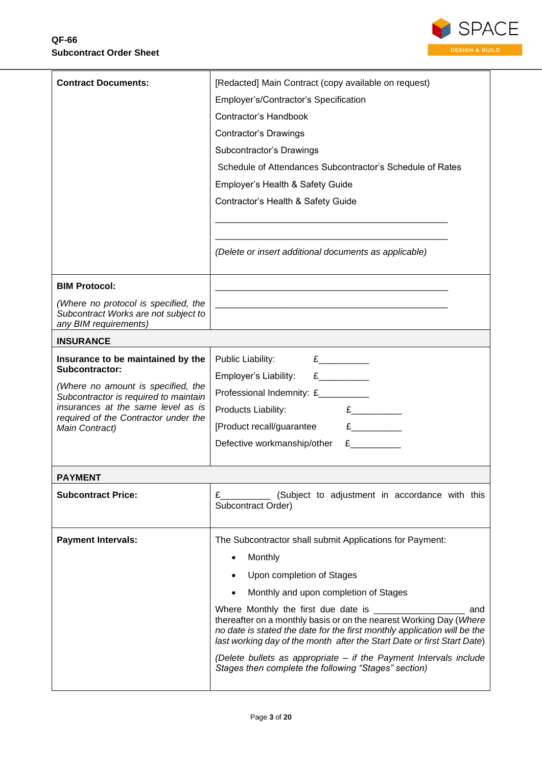**QF-66**
**Subcontract Order Sheet**

| | |
|---|---|
| **Contract Documents:** | [Redacted] Main Contract (copy available on request)<br>Employer's/Contractor's Specification<br>Contractor's Handbook<br>Contractor's Drawings<br>Subcontractor's Drawings<br>Schedule of Attendances Subcontractor's Schedule of Rates<br>Employer's Health & Safety Guide<br>Contractor's Health & Safety Guide<br>_______________________________________________<br>_______________________________________________<br>*(Delete or insert additional documents as applicable)* |
| **BIM Protocol:**<br>*(Where no protocol is specified, the Subcontract Works are not subject to any BIM requirements)* | _______________________________________________<br>_______________________________________________ |
| **INSURANCE** | |
| **Insurance to be maintained by the Subcontractor:**<br>*(Where no amount is specified, the Subcontractor is required to maintain insurances at the same level as is required of the Contractor under the Main Contract)* | Public Liability: £__________<br>Employer's Liability: £__________<br>Professional Indemnity: £__________<br>Products Liability: £__________<br>[Product recall/guarantee £__________<br>Defective workmanship/other £__________ |
| **PAYMENT** | |
| **Subcontract Price:** | £__________ (Subject to adjustment in accordance with this Subcontract Order) |
| **Payment Intervals:** | The Subcontractor shall submit Applications for Payment:<br>• Monthly<br>• Upon completion of Stages<br>• Monthly and upon completion of Stages<br>Where Monthly the first due date is __________________ and thereafter on a monthly basis or on the nearest Working Day (*Where no date is stated the date for the first monthly application will be the last working day of the month after the Start Date or first Start Date*)<br>*(Delete bullets as appropriate – if the Payment Intervals include Stages then complete the following "Stages" section)* |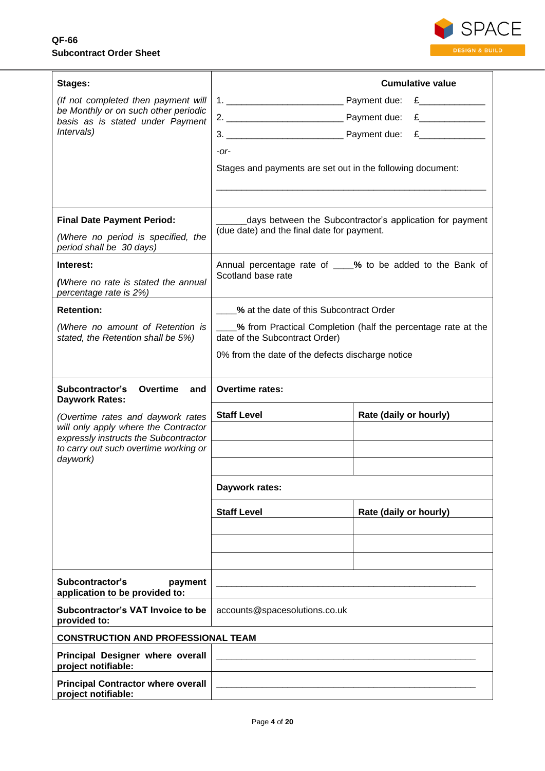**QF-66**
**Subcontract Order Sheet**

| | | |
|---|---|---|
| **Stages:**<br><br>*(If not completed then payment will be Monthly or on such other periodic basis as is stated under Payment Intervals)* | **Cumulative value**<br><br>1. _______________________ Payment due: £_____________<br>2. _______________________ Payment due: £_____________<br>3. _______________________ Payment due: £_____________<br><br>*-or-*<br><br>Stages and payments are set out in the following document:<br><br>_______________________________________________________ | |
| **Final Date Payment Period:**<br><br>*(Where no period is specified, the period shall be 30 days)* | ______days between the Subcontractor's application for payment (due date) and the final date for payment. | |
| **Interest:**<br><br>***(****Where no rate is stated the annual percentage rate is 2%)* | Annual percentage rate of ____**%** to be added to the Bank of Scotland base rate | |
| **Retention:**<br><br>*(Where no amount of Retention is stated, the Retention shall be 5%)* | ____**%** at the date of this Subcontract Order<br><br>____**%** from Practical Completion (half the percentage rate at the date of the Subcontract Order)<br><br>0% from the date of the defects discharge notice | |
| **Subcontractor's Overtime and Daywork Rates:**<br><br>*(Overtime rates and daywork rates will only apply where the Contractor expressly instructs the Subcontractor to carry out such overtime working or daywork)* | **Overtime rates:** | |
| | **Staff Level** | **Rate (daily or hourly)** |
| | | |
| | | |
| | | |
| | **Daywork rates:** | |
| | **Staff Level** | **Rate (daily or hourly)** |
| | | |
| | | |
| | | |
| **Subcontractor's payment application to be provided to:** | _______________________________________________________ | |
| **Subcontractor's VAT Invoice to be provided to:** | accounts@spacesolutions.co.uk | |
| **CONSTRUCTION AND PROFESSIONAL TEAM** | | |
| **Principal Designer where overall project notifiable:** | _______________________________________________________ | |
| **Principal Contractor where overall project notifiable:** | _______________________________________________________ | |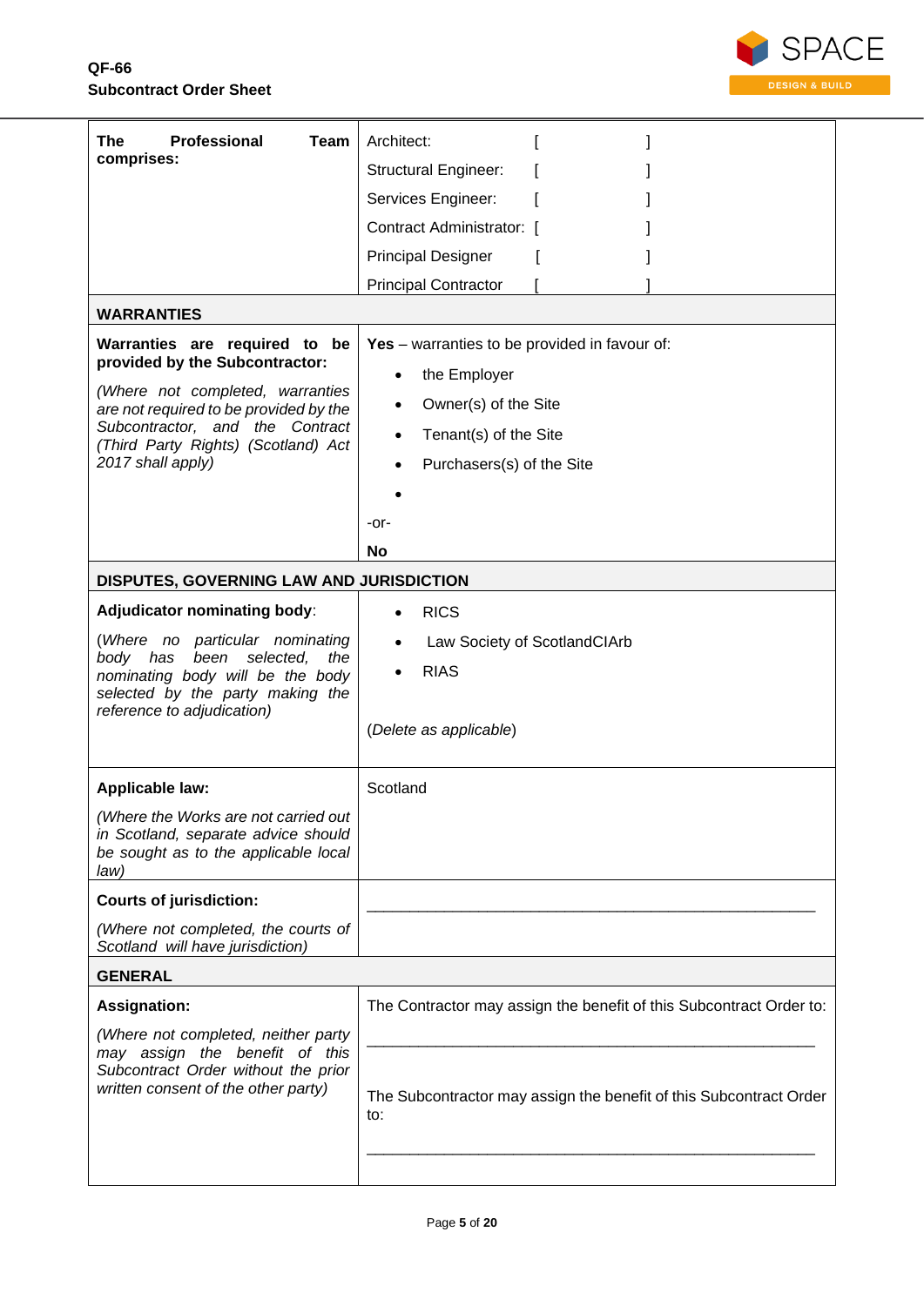| | |
|---|---|
| **The Professional Team comprises:** | Architect: [ ]<br>Structural Engineer: [ ]<br>Services Engineer: [ ]<br>Contract Administrator: [ ]<br>Principal Designer [ ]<br>Principal Contractor [ ] |
| **WARRANTIES** | |
| **Warranties are required to be provided by the Subcontractor:**<br><br>*(Where not completed, warranties are not required to be provided by the Subcontractor, and the Contract (Third Party Rights) (Scotland) Act 2017 shall apply)* | **Yes** – warranties to be provided in favour of:<br>• the Employer<br>• Owner(s) of the Site<br>• Tenant(s) of the Site<br>• Purchasers(s) of the Site<br>•<br>-or-<br>**No** |
| **DISPUTES, GOVERNING LAW AND JURISDICTION** | |
| **Adjudicator nominating body**:<br><br>(*Where no particular nominating body has been selected, the nominating body will be the body selected by the party making the reference to adjudication)* | • RICS<br>• Law Society of ScotlandCIArb<br>• RIAS<br><br>(*Delete as applicable*) |
| **Applicable law:**<br><br>*(Where the Works are not carried out in Scotland, separate advice should be sought as to the applicable local law)* | Scotland |
| **Courts of jurisdiction:**<br><br>*(Where not completed, the courts of Scotland will have jurisdiction)* | \_\_\_\_\_\_\_\_\_\_\_\_\_\_\_\_\_\_\_\_\_\_\_\_\_\_\_\_\_\_\_\_\_\_\_\_\_\_\_\_ |
| **GENERAL** | |
| **Assignation:**<br><br>*(Where not completed, neither party may assign the benefit of this Subcontract Order without the prior written consent of the other party)* | The Contractor may assign the benefit of this Subcontract Order to:<br><br>\_\_\_\_\_\_\_\_\_\_\_\_\_\_\_\_\_\_\_\_\_\_\_\_\_\_\_\_\_\_\_\_\_\_\_\_\_\_\_\_<br><br>The Subcontractor may assign the benefit of this Subcontract Order to:<br><br>\_\_\_\_\_\_\_\_\_\_\_\_\_\_\_\_\_\_\_\_\_\_\_\_\_\_\_\_\_\_\_\_\_\_\_\_\_\_\_\_ |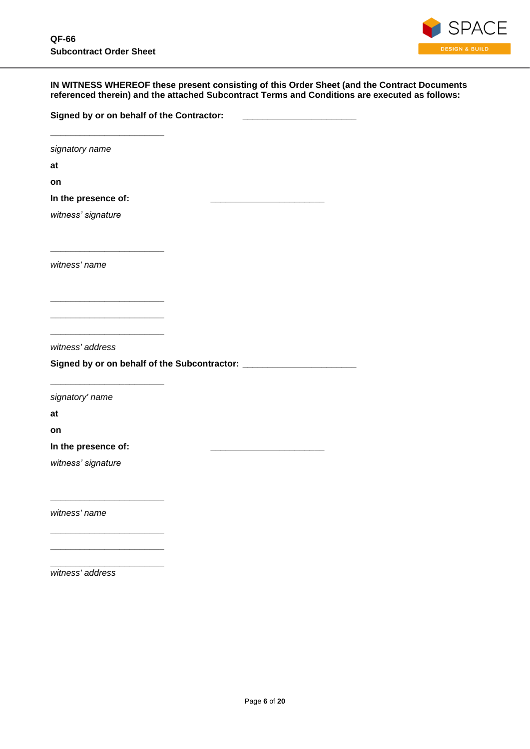**IN WITNESS WHEREOF these present consisting of this Order Sheet (and the Contract Documents referenced therein) and the attached Subcontract Terms and Conditions are executed as follows:**

**Signed by or on behalf of the Contractor:** ________________________

________________________

*signatory name*

**at**

**on**

**In the presence of:** ________________________

*witness' signature*

________________________

*witness' name*

________________________

________________________

________________________

*witness' address*

**Signed by or on behalf of the Subcontractor:** ________________________

________________________

*signatory' name*

**at**

**on**

**In the presence of:** ________________________

*witness' signature*

________________________

*witness' name*

________________________

________________________

________________________

*witness' address*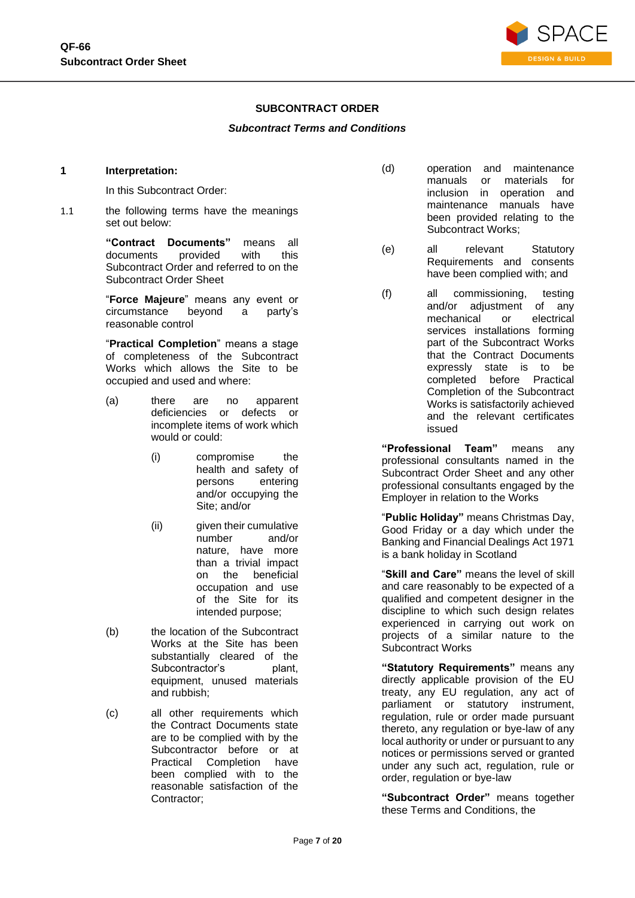**QF-66**
**Subcontract Order Sheet**

## SUBCONTRACT ORDER

***Subcontract Terms and Conditions***

**1 Interpretation:**

In this Subcontract Order:

1.1 the following terms have the meanings set out below:

**"Contract Documents"** means all documents provided with this Subcontract Order and referred to on the Subcontract Order Sheet

"**Force Majeure**" means any event or circumstance beyond a party's reasonable control

"**Practical Completion**" means a stage of completeness of the Subcontract Works which allows the Site to be occupied and used and where:

(a) there are no apparent deficiencies or defects or incomplete items of work which would or could:

(i) compromise the health and safety of persons entering and/or occupying the Site; and/or

(ii) given their cumulative number and/or nature, have more than a trivial impact on the beneficial occupation and use of the Site for its intended purpose;

(b) the location of the Subcontract Works at the Site has been substantially cleared of the Subcontractor's plant, equipment, unused materials and rubbish;

(c) all other requirements which the Contract Documents state are to be complied with by the Subcontractor before or at Practical Completion have been complied with to the reasonable satisfaction of the Contractor;

(d) operation and maintenance manuals or materials for inclusion in operation and maintenance manuals have been provided relating to the Subcontract Works;

(e) all relevant Statutory Requirements and consents have been complied with; and

(f) all commissioning, testing and/or adjustment of any mechanical or electrical services installations forming part of the Subcontract Works that the Contract Documents expressly state is to be completed before Practical Completion of the Subcontract Works is satisfactorily achieved and the relevant certificates issued

**"Professional Team"** means any professional consultants named in the Subcontract Order Sheet and any other professional consultants engaged by the Employer in relation to the Works

"**Public Holiday"** means Christmas Day, Good Friday or a day which under the Banking and Financial Dealings Act 1971 is a bank holiday in Scotland

"**Skill and Care**" means the level of skill and care reasonably to be expected of a qualified and competent designer in the discipline to which such design relates experienced in carrying out work on projects of a similar nature to the Subcontract Works

**"Statutory Requirements"** means any directly applicable provision of the EU treaty, any EU regulation, any act of parliament or statutory instrument, regulation, rule or order made pursuant thereto, any regulation or bye-law of any local authority or under or pursuant to any notices or permissions served or granted under any such act, regulation, rule or order, regulation or bye-law

**"Subcontract Order"** means together these Terms and Conditions, the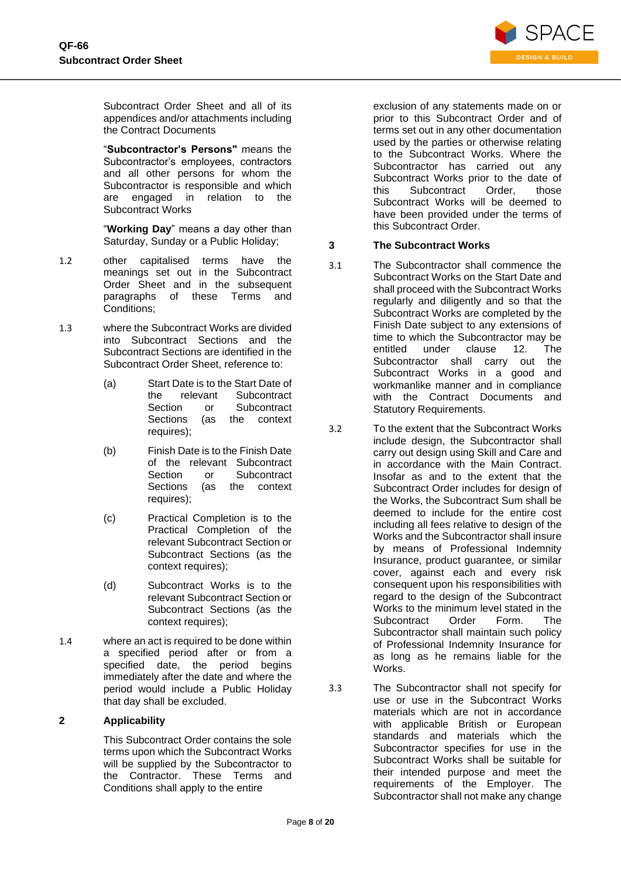Subcontract Order Sheet and all of its appendices and/or attachments including the Contract Documents

"**Subcontractor's Persons"** means the Subcontractor's employees, contractors and all other persons for whom the Subcontractor is responsible and which are engaged in relation to the Subcontract Works

"**Working Day**" means a day other than Saturday, Sunday or a Public Holiday;

1.2 other capitalised terms have the meanings set out in the Subcontract Order Sheet and in the subsequent paragraphs of these Terms and Conditions;

1.3 where the Subcontract Works are divided into Subcontract Sections and the Subcontract Sections are identified in the Subcontract Order Sheet, reference to:

(a) Start Date is to the Start Date of the relevant Subcontract Section or Subcontract Sections (as the context requires);

(b) Finish Date is to the Finish Date of the relevant Subcontract Section or Subcontract Sections (as the context requires);

(c) Practical Completion is to the Practical Completion of the relevant Subcontract Section or Subcontract Sections (as the context requires);

(d) Subcontract Works is to the relevant Subcontract Section or Subcontract Sections (as the context requires);

1.4 where an act is required to be done within a specified period after or from a specified date, the period begins immediately after the date and where the period would include a Public Holiday that day shall be excluded.

## 2 Applicability

This Subcontract Order contains the sole terms upon which the Subcontract Works will be supplied by the Subcontractor to the Contractor. These Terms and Conditions shall apply to the entire exclusion of any statements made on or prior to this Subcontract Order and of terms set out in any other documentation used by the parties or otherwise relating to the Subcontract Works. Where the Subcontractor has carried out any Subcontract Works prior to the date of this Subcontract Order, those Subcontract Works will be deemed to have been provided under the terms of this Subcontract Order.

## 3 The Subcontract Works

3.1 The Subcontractor shall commence the Subcontract Works on the Start Date and shall proceed with the Subcontract Works regularly and diligently and so that the Subcontract Works are completed by the Finish Date subject to any extensions of time to which the Subcontractor may be entitled under clause 12. The Subcontractor shall carry out the Subcontract Works in a good and workmanlike manner and in compliance with the Contract Documents and Statutory Requirements.

3.2 To the extent that the Subcontract Works include design, the Subcontractor shall carry out design using Skill and Care and in accordance with the Main Contract. Insofar as and to the extent that the Subcontract Order includes for design of the Works, the Subcontract Sum shall be deemed to include for the entire cost including all fees relative to design of the Works and the Subcontractor shall insure by means of Professional Indemnity Insurance, product guarantee, or similar cover, against each and every risk consequent upon his responsibilities with regard to the design of the Subcontract Works to the minimum level stated in the Subcontract Order Form. The Subcontractor shall maintain such policy of Professional Indemnity Insurance for as long as he remains liable for the Works.

3.3 The Subcontractor shall not specify for use or use in the Subcontract Works materials which are not in accordance with applicable British or European standards and materials which the Subcontractor specifies for use in the Subcontract Works shall be suitable for their intended purpose and meet the requirements of the Employer. The Subcontractor shall not make any change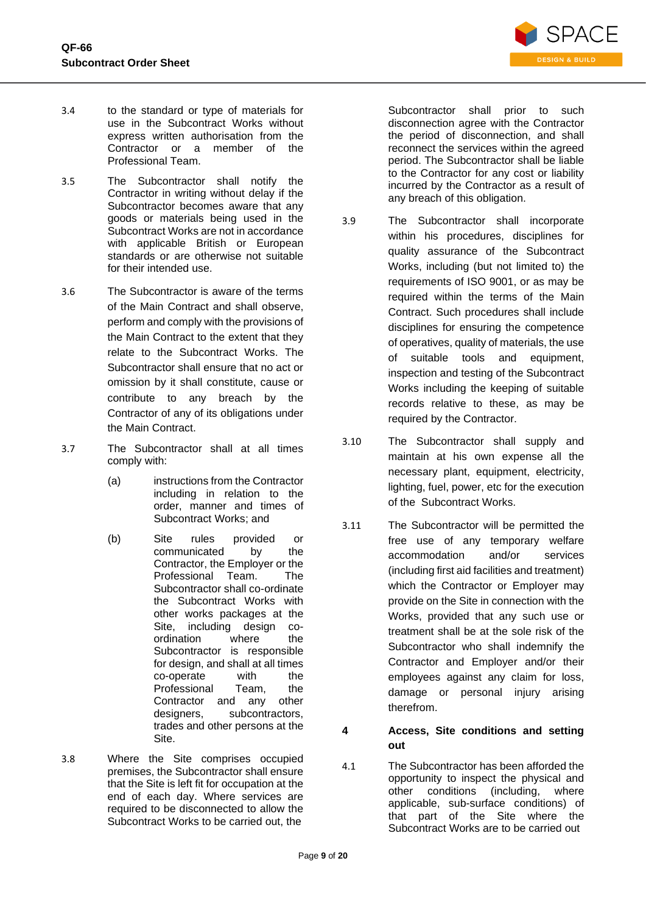3.4 to the standard or type of materials for use in the Subcontract Works without express written authorisation from the Contractor or a member of the Professional Team.

3.5 The Subcontractor shall notify the Contractor in writing without delay if the Subcontractor becomes aware that any goods or materials being used in the Subcontract Works are not in accordance with applicable British or European standards or are otherwise not suitable for their intended use.

3.6 The Subcontractor is aware of the terms of the Main Contract and shall observe, perform and comply with the provisions of the Main Contract to the extent that they relate to the Subcontract Works. The Subcontractor shall ensure that no act or omission by it shall constitute, cause or contribute to any breach by the Contractor of any of its obligations under the Main Contract.

3.7 The Subcontractor shall at all times comply with:

(a) instructions from the Contractor including in relation to the order, manner and times of Subcontract Works; and

(b) Site rules provided or communicated by the Contractor, the Employer or the Professional Team. The Subcontractor shall co-ordinate the Subcontract Works with other works packages at the Site, including design co-ordination where the Subcontractor is responsible for design, and shall at all times co-operate with the Professional Team, the Contractor and any other designers, subcontractors, trades and other persons at the Site.

3.8 Where the Site comprises occupied premises, the Subcontractor shall ensure that the Site is left fit for occupation at the end of each day. Where services are required to be disconnected to allow the Subcontract Works to be carried out, the Subcontractor shall prior to such disconnection agree with the Contractor the period of disconnection, and shall reconnect the services within the agreed period. The Subcontractor shall be liable to the Contractor for any cost or liability incurred by the Contractor as a result of any breach of this obligation.

3.9 The Subcontractor shall incorporate within his procedures, disciplines for quality assurance of the Subcontract Works, including (but not limited to) the requirements of ISO 9001, or as may be required within the terms of the Main Contract. Such procedures shall include disciplines for ensuring the competence of operatives, quality of materials, the use of suitable tools and equipment, inspection and testing of the Subcontract Works including the keeping of suitable records relative to these, as may be required by the Contractor.

3.10 The Subcontractor shall supply and maintain at his own expense all the necessary plant, equipment, electricity, lighting, fuel, power, etc for the execution of the Subcontract Works.

3.11 The Subcontractor will be permitted the free use of any temporary welfare accommodation and/or services (including first aid facilities and treatment) which the Contractor or Employer may provide on the Site in connection with the Works, provided that any such use or treatment shall be at the sole risk of the Subcontractor who shall indemnify the Contractor and Employer and/or their employees against any claim for loss, damage or personal injury arising therefrom.

## 4 Access, Site conditions and setting out

4.1 The Subcontractor has been afforded the opportunity to inspect the physical and other conditions (including, where applicable, sub-surface conditions) of that part of the Site where the Subcontract Works are to be carried out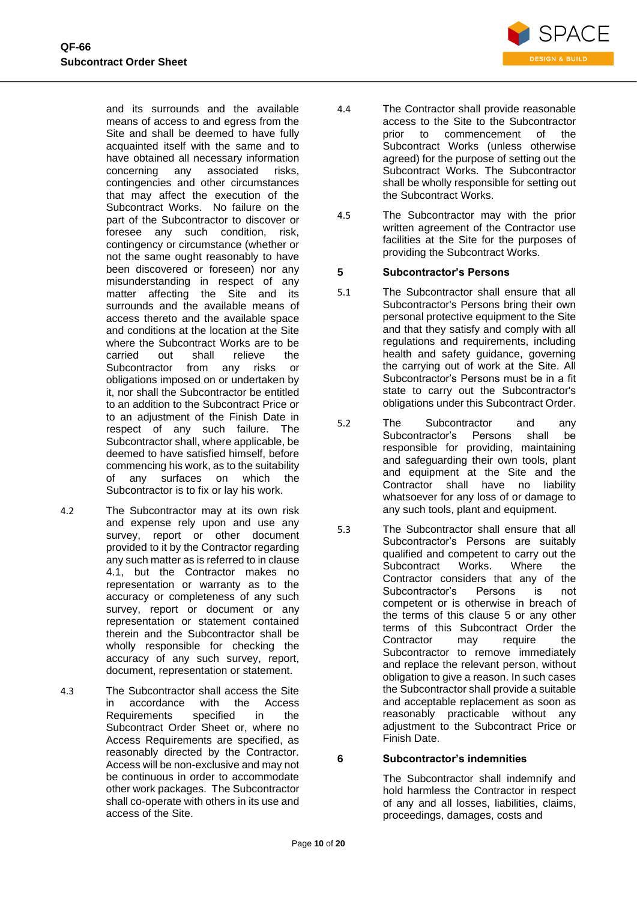and its surrounds and the available means of access to and egress from the Site and shall be deemed to have fully acquainted itself with the same and to have obtained all necessary information concerning any associated risks, contingencies and other circumstances that may affect the execution of the Subcontract Works. No failure on the part of the Subcontractor to discover or foresee any such condition, risk, contingency or circumstance (whether or not the same ought reasonably to have been discovered or foreseen) nor any misunderstanding in respect of any matter affecting the Site and its surrounds and the available means of access thereto and the available space and conditions at the location at the Site where the Subcontract Works are to be carried out shall relieve the Subcontractor from any risks or obligations imposed on or undertaken by it, nor shall the Subcontractor be entitled to an addition to the Subcontract Price or to an adjustment of the Finish Date in respect of any such failure. The Subcontractor shall, where applicable, be deemed to have satisfied himself, before commencing his work, as to the suitability of any surfaces on which the Subcontractor is to fix or lay his work.

4.2 The Subcontractor may at its own risk and expense rely upon and use any survey, report or other document provided to it by the Contractor regarding any such matter as is referred to in clause 4.1, but the Contractor makes no representation or warranty as to the accuracy or completeness of any such survey, report or document or any representation or statement contained therein and the Subcontractor shall be wholly responsible for checking the accuracy of any such survey, report, document, representation or statement.

4.3 The Subcontractor shall access the Site in accordance with the Access Requirements specified in the Subcontract Order Sheet or, where no Access Requirements are specified, as reasonably directed by the Contractor. Access will be non-exclusive and may not be continuous in order to accommodate other work packages. The Subcontractor shall co-operate with others in its use and access of the Site.

4.4 The Contractor shall provide reasonable access to the Site to the Subcontractor prior to commencement of the Subcontract Works (unless otherwise agreed) for the purpose of setting out the Subcontract Works. The Subcontractor shall be wholly responsible for setting out the Subcontract Works.

4.5 The Subcontractor may with the prior written agreement of the Contractor use facilities at the Site for the purposes of providing the Subcontract Works.

## 5 Subcontractor's Persons

5.1 The Subcontractor shall ensure that all Subcontractor's Persons bring their own personal protective equipment to the Site and that they satisfy and comply with all regulations and requirements, including health and safety guidance, governing the carrying out of work at the Site. All Subcontractor's Persons must be in a fit state to carry out the Subcontractor's obligations under this Subcontract Order.

5.2 The Subcontractor and any Subcontractor's Persons shall be responsible for providing, maintaining and safeguarding their own tools, plant and equipment at the Site and the Contractor shall have no liability whatsoever for any loss of or damage to any such tools, plant and equipment.

5.3 The Subcontractor shall ensure that all Subcontractor's Persons are suitably qualified and competent to carry out the Subcontract Works. Where the Contractor considers that any of the Subcontractor's Persons is not competent or is otherwise in breach of the terms of this clause 5 or any other terms of this Subcontract Order the Contractor may require the Subcontractor to remove immediately and replace the relevant person, without obligation to give a reason. In such cases the Subcontractor shall provide a suitable and acceptable replacement as soon as reasonably practicable without any adjustment to the Subcontract Price or Finish Date.

## 6 Subcontractor's indemnities

The Subcontractor shall indemnify and hold harmless the Contractor in respect of any and all losses, liabilities, claims, proceedings, damages, costs and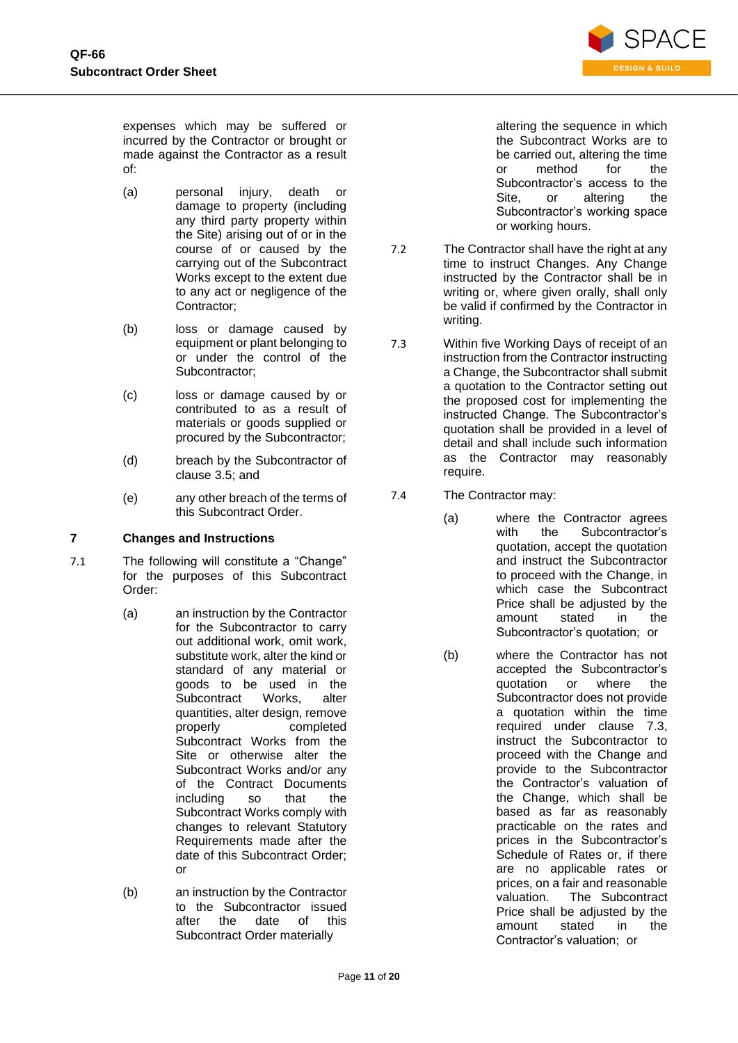expenses which may be suffered or incurred by the Contractor or brought or made against the Contractor as a result of:

(a) personal injury, death or damage to property (including any third party property within the Site) arising out of or in the course of or caused by the carrying out of the Subcontract Works except to the extent due to any act or negligence of the Contractor;

(b) loss or damage caused by equipment or plant belonging to or under the control of the Subcontractor;

(c) loss or damage caused by or contributed to as a result of materials or goods supplied or procured by the Subcontractor;

(d) breach by the Subcontractor of clause 3.5; and

(e) any other breach of the terms of this Subcontract Order.

## 7 Changes and Instructions

7.1 The following will constitute a "Change" for the purposes of this Subcontract Order:

(a) an instruction by the Contractor for the Subcontractor to carry out additional work, omit work, substitute work, alter the kind or standard of any material or goods to be used in the Subcontract Works, alter quantities, alter design, remove properly completed Subcontract Works from the Site or otherwise alter the Subcontract Works and/or any of the Contract Documents including so that the Subcontract Works comply with changes to relevant Statutory Requirements made after the date of this Subcontract Order; or

(b) an instruction by the Contractor to the Subcontractor issued after the date of this Subcontract Order materially altering the sequence in which the Subcontract Works are to be carried out, altering the time or method for the Subcontractor's access to the Site, or altering the Subcontractor's working space or working hours.

7.2 The Contractor shall have the right at any time to instruct Changes. Any Change instructed by the Contractor shall be in writing or, where given orally, shall only be valid if confirmed by the Contractor in writing.

7.3 Within five Working Days of receipt of an instruction from the Contractor instructing a Change, the Subcontractor shall submit a quotation to the Contractor setting out the proposed cost for implementing the instructed Change. The Subcontractor's quotation shall be provided in a level of detail and shall include such information as the Contractor may reasonably require.

7.4 The Contractor may:

(a) where the Contractor agrees with the Subcontractor's quotation, accept the quotation and instruct the Subcontractor to proceed with the Change, in which case the Subcontract Price shall be adjusted by the amount stated in the Subcontractor's quotation; or

(b) where the Contractor has not accepted the Subcontractor's quotation or where the Subcontractor does not provide a quotation within the time required under clause 7.3, instruct the Subcontractor to proceed with the Change and provide to the Subcontractor the Contractor's valuation of the Change, which shall be based as far as reasonably practicable on the rates and prices in the Subcontractor's Schedule of Rates or, if there are no applicable rates or prices, on a fair and reasonable valuation. The Subcontract Price shall be adjusted by the amount stated in the Contractor's valuation; or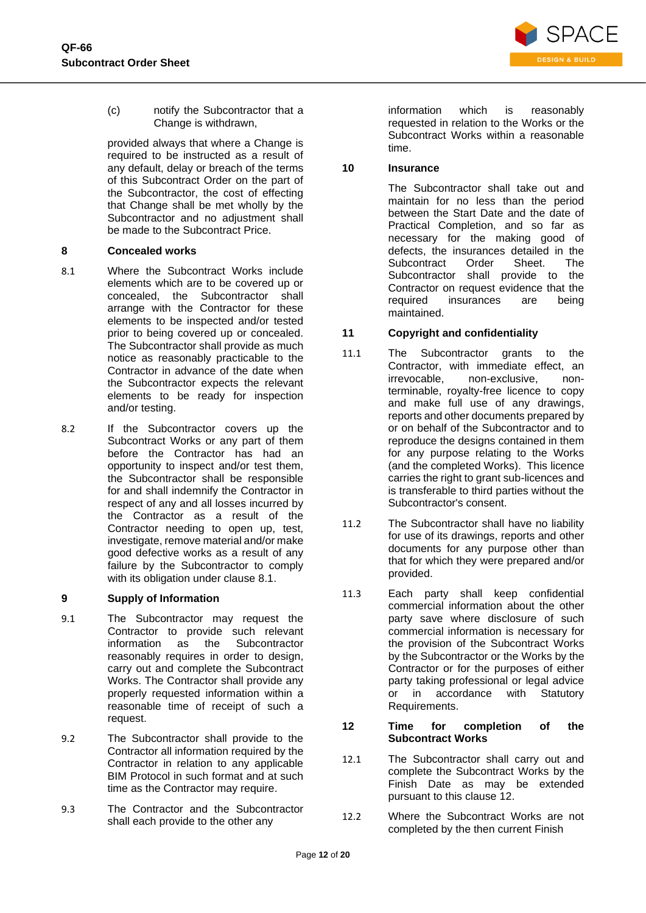(c) notify the Subcontractor that a Change is withdrawn,

provided always that where a Change is required to be instructed as a result of any default, delay or breach of the terms of this Subcontract Order on the part of the Subcontractor, the cost of effecting that Change shall be met wholly by the Subcontractor and no adjustment shall be made to the Subcontract Price.

## 8 Concealed works

8.1 Where the Subcontract Works include elements which are to be covered up or concealed, the Subcontractor shall arrange with the Contractor for these elements to be inspected and/or tested prior to being covered up or concealed. The Subcontractor shall provide as much notice as reasonably practicable to the Contractor in advance of the date when the Subcontractor expects the relevant elements to be ready for inspection and/or testing.

8.2 If the Subcontractor covers up the Subcontract Works or any part of them before the Contractor has had an opportunity to inspect and/or test them, the Subcontractor shall be responsible for and shall indemnify the Contractor in respect of any and all losses incurred by the Contractor as a result of the Contractor needing to open up, test, investigate, remove material and/or make good defective works as a result of any failure by the Subcontractor to comply with its obligation under clause 8.1.

## 9 Supply of Information

9.1 The Subcontractor may request the Contractor to provide such relevant information as the Subcontractor reasonably requires in order to design, carry out and complete the Subcontract Works. The Contractor shall provide any properly requested information within a reasonable time of receipt of such a request.

9.2 The Subcontractor shall provide to the Contractor all information required by the Contractor in relation to any applicable BIM Protocol in such format and at such time as the Contractor may require.

9.3 The Contractor and the Subcontractor shall each provide to the other any information which is reasonably requested in relation to the Works or the Subcontract Works within a reasonable time.

## 10 Insurance

The Subcontractor shall take out and maintain for no less than the period between the Start Date and the date of Practical Completion, and so far as necessary for the making good of defects, the insurances detailed in the Subcontract Order Sheet. The Subcontractor shall provide to the Contractor on request evidence that the required insurances are being maintained.

## 11 Copyright and confidentiality

11.1 The Subcontractor grants to the Contractor, with immediate effect, an irrevocable, non-exclusive, non-terminable, royalty-free licence to copy and make full use of any drawings, reports and other documents prepared by or on behalf of the Subcontractor and to reproduce the designs contained in them for any purpose relating to the Works (and the completed Works). This licence carries the right to grant sub-licences and is transferable to third parties without the Subcontractor's consent.

11.2 The Subcontractor shall have no liability for use of its drawings, reports and other documents for any purpose other than that for which they were prepared and/or provided.

11.3 Each party shall keep confidential commercial information about the other party save where disclosure of such commercial information is necessary for the provision of the Subcontract Works by the Subcontractor or the Works by the Contractor or for the purposes of either party taking professional or legal advice or in accordance with Statutory Requirements.

## 12 Time for completion of the Subcontract Works

12.1 The Subcontractor shall carry out and complete the Subcontract Works by the Finish Date as may be extended pursuant to this clause 12.

12.2 Where the Subcontract Works are not completed by the then current Finish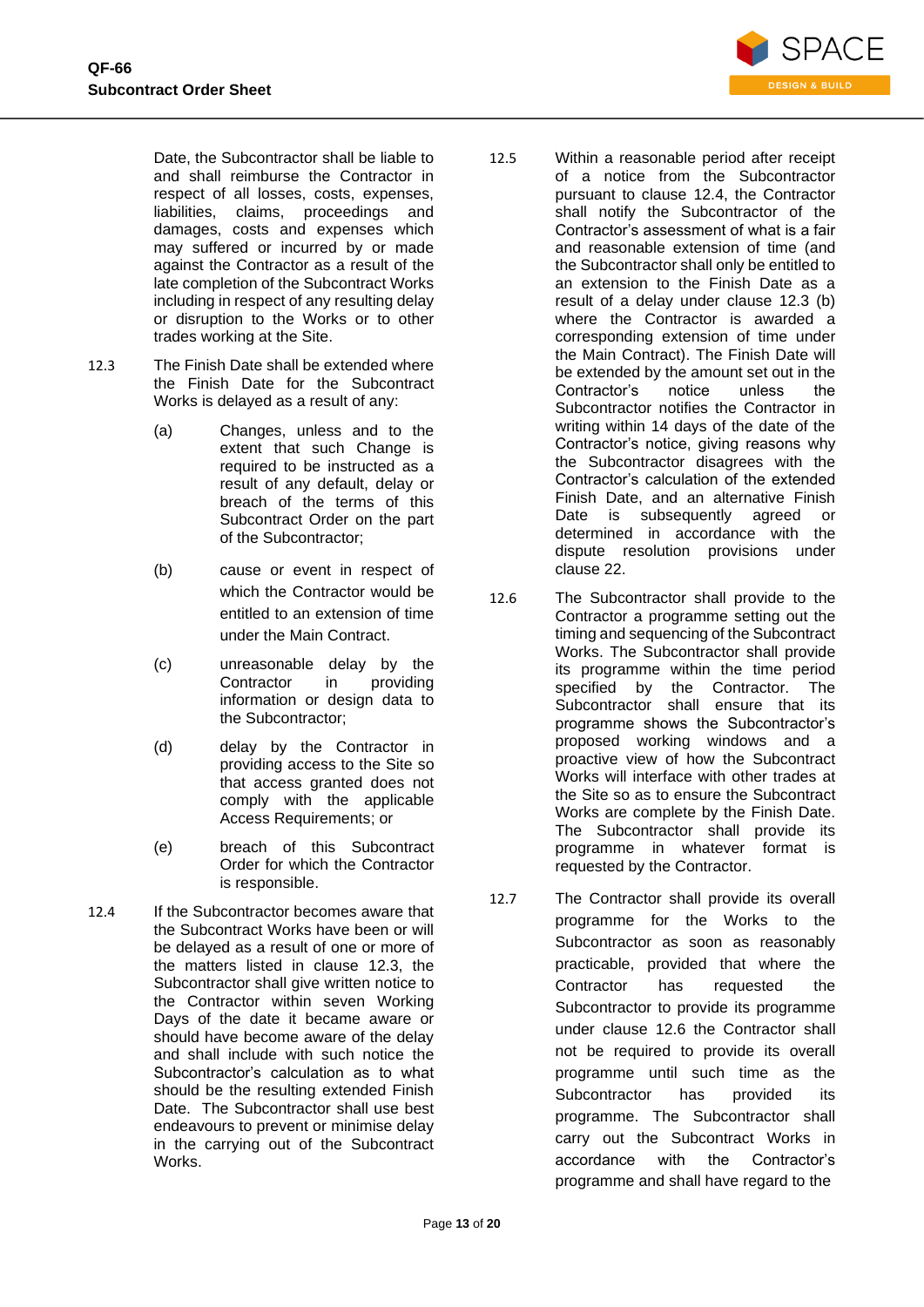Date, the Subcontractor shall be liable to and shall reimburse the Contractor in respect of all losses, costs, expenses, liabilities, claims, proceedings and damages, costs and expenses which may suffered or incurred by or made against the Contractor as a result of the late completion of the Subcontract Works including in respect of any resulting delay or disruption to the Works or to other trades working at the Site.

12.3 The Finish Date shall be extended where the Finish Date for the Subcontract Works is delayed as a result of any:

(a) Changes, unless and to the extent that such Change is required to be instructed as a result of any default, delay or breach of the terms of this Subcontract Order on the part of the Subcontractor;

(b) cause or event in respect of which the Contractor would be entitled to an extension of time under the Main Contract.

(c) unreasonable delay by the Contractor in providing information or design data to the Subcontractor;

(d) delay by the Contractor in providing access to the Site so that access granted does not comply with the applicable Access Requirements; or

(e) breach of this Subcontract Order for which the Contractor is responsible.

12.4 If the Subcontractor becomes aware that the Subcontract Works have been or will be delayed as a result of one or more of the matters listed in clause 12.3, the Subcontractor shall give written notice to the Contractor within seven Working Days of the date it became aware or should have become aware of the delay and shall include with such notice the Subcontractor's calculation as to what should be the resulting extended Finish Date. The Subcontractor shall use best endeavours to prevent or minimise delay in the carrying out of the Subcontract Works.

12.5 Within a reasonable period after receipt of a notice from the Subcontractor pursuant to clause 12.4, the Contractor shall notify the Subcontractor of the Contractor's assessment of what is a fair and reasonable extension of time (and the Subcontractor shall only be entitled to an extension to the Finish Date as a result of a delay under clause 12.3 (b) where the Contractor is awarded a corresponding extension of time under the Main Contract). The Finish Date will be extended by the amount set out in the Contractor's notice unless the Subcontractor notifies the Contractor in writing within 14 days of the date of the Contractor's notice, giving reasons why the Subcontractor disagrees with the Contractor's calculation of the extended Finish Date, and an alternative Finish Date is subsequently agreed or determined in accordance with the dispute resolution provisions under clause 22.

12.6 The Subcontractor shall provide to the Contractor a programme setting out the timing and sequencing of the Subcontract Works. The Subcontractor shall provide its programme within the time period specified by the Contractor. The Subcontractor shall ensure that its programme shows the Subcontractor's proposed working windows and a proactive view of how the Subcontract Works will interface with other trades at the Site so as to ensure the Subcontract Works are complete by the Finish Date. The Subcontractor shall provide its programme in whatever format is requested by the Contractor.

12.7 The Contractor shall provide its overall programme for the Works to the Subcontractor as soon as reasonably practicable, provided that where the Contractor has requested the Subcontractor to provide its programme under clause 12.6 the Contractor shall not be required to provide its overall programme until such time as the Subcontractor has provided its programme. The Subcontractor shall carry out the Subcontract Works in accordance with the Contractor's programme and shall have regard to the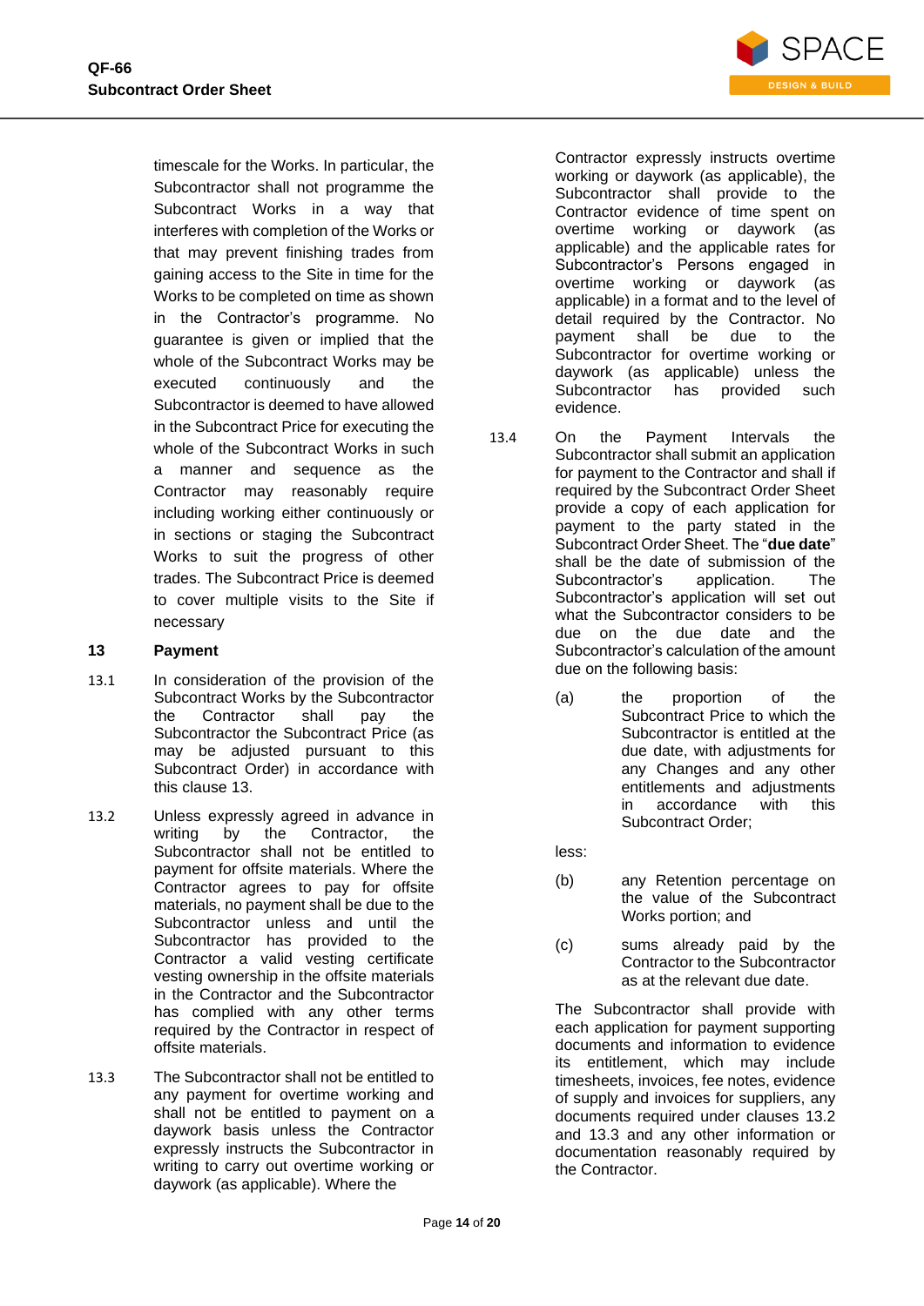timescale for the Works. In particular, the Subcontractor shall not programme the Subcontract Works in a way that interferes with completion of the Works or that may prevent finishing trades from gaining access to the Site in time for the Works to be completed on time as shown in the Contractor's programme. No guarantee is given or implied that the whole of the Subcontract Works may be executed continuously and the Subcontractor is deemed to have allowed in the Subcontract Price for executing the whole of the Subcontract Works in such a manner and sequence as the Contractor may reasonably require including working either continuously or in sections or staging the Subcontract Works to suit the progress of other trades. The Subcontract Price is deemed to cover multiple visits to the Site if necessary

## 13 Payment

13.1 In consideration of the provision of the Subcontract Works by the Subcontractor the Contractor shall pay the Subcontractor the Subcontract Price (as may be adjusted pursuant to this Subcontract Order) in accordance with this clause 13.

13.2 Unless expressly agreed in advance in writing by the Contractor, the Subcontractor shall not be entitled to payment for offsite materials. Where the Contractor agrees to pay for offsite materials, no payment shall be due to the Subcontractor unless and until the Subcontractor has provided to the Contractor a valid vesting certificate vesting ownership in the offsite materials in the Contractor and the Subcontractor has complied with any other terms required by the Contractor in respect of offsite materials.

13.3 The Subcontractor shall not be entitled to any payment for overtime working and shall not be entitled to payment on a daywork basis unless the Contractor expressly instructs the Subcontractor in writing to carry out overtime working or daywork (as applicable). Where the Contractor expressly instructs overtime working or daywork (as applicable), the Subcontractor shall provide to the Contractor evidence of time spent on overtime working or daywork (as applicable) and the applicable rates for Subcontractor's Persons engaged in overtime working or daywork (as applicable) in a format and to the level of detail required by the Contractor. No payment shall be due to the Subcontractor for overtime working or daywork (as applicable) unless the Subcontractor has provided such evidence.

13.4 On the Payment Intervals the Subcontractor shall submit an application for payment to the Contractor and shall if required by the Subcontract Order Sheet provide a copy of each application for payment to the party stated in the Subcontract Order Sheet. The "**due date**" shall be the date of submission of the Subcontractor's application. The Subcontractor's application will set out what the Subcontractor considers to be due on the due date and the Subcontractor's calculation of the amount due on the following basis:

(a) the proportion of the Subcontract Price to which the Subcontractor is entitled at the due date, with adjustments for any Changes and any other entitlements and adjustments in accordance with this Subcontract Order;

less:

(b) any Retention percentage on the value of the Subcontract Works portion; and

(c) sums already paid by the Contractor to the Subcontractor as at the relevant due date.

The Subcontractor shall provide with each application for payment supporting documents and information to evidence its entitlement, which may include timesheets, invoices, fee notes, evidence of supply and invoices for suppliers, any documents required under clauses 13.2 and 13.3 and any other information or documentation reasonably required by the Contractor.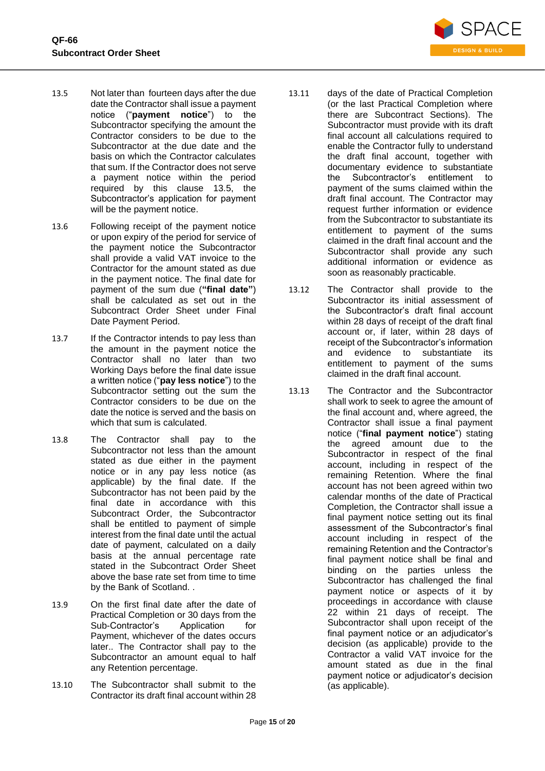13.5 Not later than fourteen days after the due date the Contractor shall issue a payment notice ("**payment notice**") to the Subcontractor specifying the amount the Contractor considers to be due to the Subcontractor at the due date and the basis on which the Contractor calculates that sum. If the Contractor does not serve a payment notice within the period required by this clause 13.5, the Subcontractor's application for payment will be the payment notice.

13.6 Following receipt of the payment notice or upon expiry of the period for service of the payment notice the Subcontractor shall provide a valid VAT invoice to the Contractor for the amount stated as due in the payment notice. The final date for payment of the sum due (**"final date"**) shall be calculated as set out in the Subcontract Order Sheet under Final Date Payment Period.

13.7 If the Contractor intends to pay less than the amount in the payment notice the Contractor shall no later than two Working Days before the final date issue a written notice ("**pay less notice**") to the Subcontractor setting out the sum the Contractor considers to be due on the date the notice is served and the basis on which that sum is calculated.

13.8 The Contractor shall pay to the Subcontractor not less than the amount stated as due either in the payment notice or in any pay less notice (as applicable) by the final date. If the Subcontractor has not been paid by the final date in accordance with this Subcontract Order, the Subcontractor shall be entitled to payment of simple interest from the final date until the actual date of payment, calculated on a daily basis at the annual percentage rate stated in the Subcontract Order Sheet above the base rate set from time to time by the Bank of Scotland. .

13.9 On the first final date after the date of Practical Completion or 30 days from the Sub-Contractor's Application for Payment, whichever of the dates occurs later.. The Contractor shall pay to the Subcontractor an amount equal to half any Retention percentage.

13.10 The Subcontractor shall submit to the Contractor its draft final account within 28 days of the date of Practical Completion (or the last Practical Completion where there are Subcontract Sections). The Subcontractor must provide with its draft final account all calculations required to enable the Contractor fully to understand the draft final account, together with documentary evidence to substantiate the Subcontractor's entitlement to payment of the sums claimed within the draft final account. The Contractor may request further information or evidence from the Subcontractor to substantiate its entitlement to payment of the sums claimed in the draft final account and the Subcontractor shall provide any such additional information or evidence as soon as reasonably practicable.

13.11

13.12 The Contractor shall provide to the Subcontractor its initial assessment of the Subcontractor's draft final account within 28 days of receipt of the draft final account or, if later, within 28 days of receipt of the Subcontractor's information and evidence to substantiate its entitlement to payment of the sums claimed in the draft final account.

13.13 The Contractor and the Subcontractor shall work to seek to agree the amount of the final account and, where agreed, the Contractor shall issue a final payment notice ("**final payment notice**") stating the agreed amount due to the Subcontractor in respect of the final account, including in respect of the remaining Retention. Where the final account has not been agreed within two calendar months of the date of Practical Completion, the Contractor shall issue a final payment notice setting out its final assessment of the Subcontractor's final account including in respect of the remaining Retention and the Contractor's final payment notice shall be final and binding on the parties unless the Subcontractor has challenged the final payment notice or aspects of it by proceedings in accordance with clause 22 within 21 days of receipt. The Subcontractor shall upon receipt of the final payment notice or an adjudicator's decision (as applicable) provide to the Contractor a valid VAT invoice for the amount stated as due in the final payment notice or adjudicator's decision (as applicable).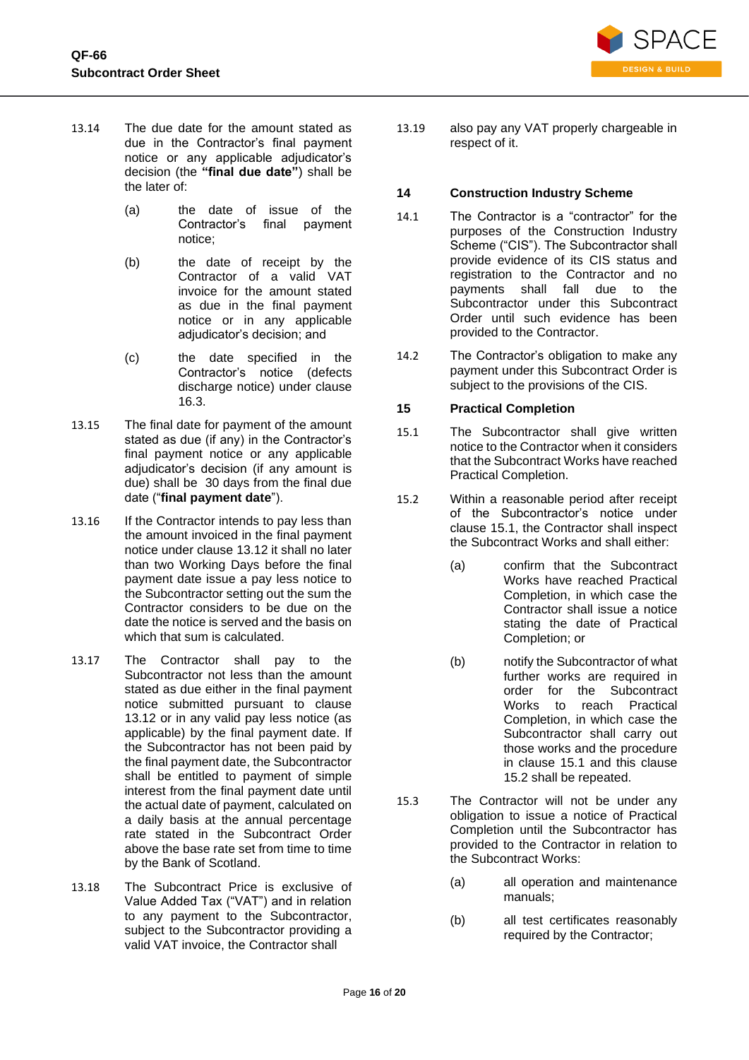13.14 The due date for the amount stated as due in the Contractor's final payment notice or any applicable adjudicator's decision (the **"final due date"**) shall be the later of:

(a) the date of issue of the Contractor's final payment notice;

(b) the date of receipt by the Contractor of a valid VAT invoice for the amount stated as due in the final payment notice or in any applicable adjudicator's decision; and

(c) the date specified in the Contractor's notice (defects discharge notice) under clause 16.3.

13.15 The final date for payment of the amount stated as due (if any) in the Contractor's final payment notice or any applicable adjudicator's decision (if any amount is due) shall be 30 days from the final due date ("**final payment date**").

13.16 If the Contractor intends to pay less than the amount invoiced in the final payment notice under clause 13.12 it shall no later than two Working Days before the final payment date issue a pay less notice to the Subcontractor setting out the sum the Contractor considers to be due on the date the notice is served and the basis on which that sum is calculated.

13.17 The Contractor shall pay to the Subcontractor not less than the amount stated as due either in the final payment notice submitted pursuant to clause 13.12 or in any valid pay less notice (as applicable) by the final payment date. If the Subcontractor has not been paid by the final payment date, the Subcontractor shall be entitled to payment of simple interest from the final payment date until the actual date of payment, calculated on a daily basis at the annual percentage rate stated in the Subcontract Order above the base rate set from time to time by the Bank of Scotland.

13.18 The Subcontract Price is exclusive of Value Added Tax ("VAT") and in relation to any payment to the Subcontractor, subject to the Subcontractor providing a valid VAT invoice, the Contractor shall

13.19 also pay any VAT properly chargeable in respect of it.

## 14 Construction Industry Scheme

14.1 The Contractor is a "contractor" for the purposes of the Construction Industry Scheme ("CIS"). The Subcontractor shall provide evidence of its CIS status and registration to the Contractor and no payments shall fall due to the Subcontractor under this Subcontract Order until such evidence has been provided to the Contractor.

14.2 The Contractor's obligation to make any payment under this Subcontract Order is subject to the provisions of the CIS.

## 15 Practical Completion

15.1 The Subcontractor shall give written notice to the Contractor when it considers that the Subcontract Works have reached Practical Completion.

15.2 Within a reasonable period after receipt of the Subcontractor's notice under clause 15.1, the Contractor shall inspect the Subcontract Works and shall either:

(a) confirm that the Subcontract Works have reached Practical Completion, in which case the Contractor shall issue a notice stating the date of Practical Completion; or

(b) notify the Subcontractor of what further works are required in order for the Subcontract Works to reach Practical Completion, in which case the Subcontractor shall carry out those works and the procedure in clause 15.1 and this clause 15.2 shall be repeated.

15.3 The Contractor will not be under any obligation to issue a notice of Practical Completion until the Subcontractor has provided to the Contractor in relation to the Subcontract Works:

(a) all operation and maintenance manuals;

(b) all test certificates reasonably required by the Contractor;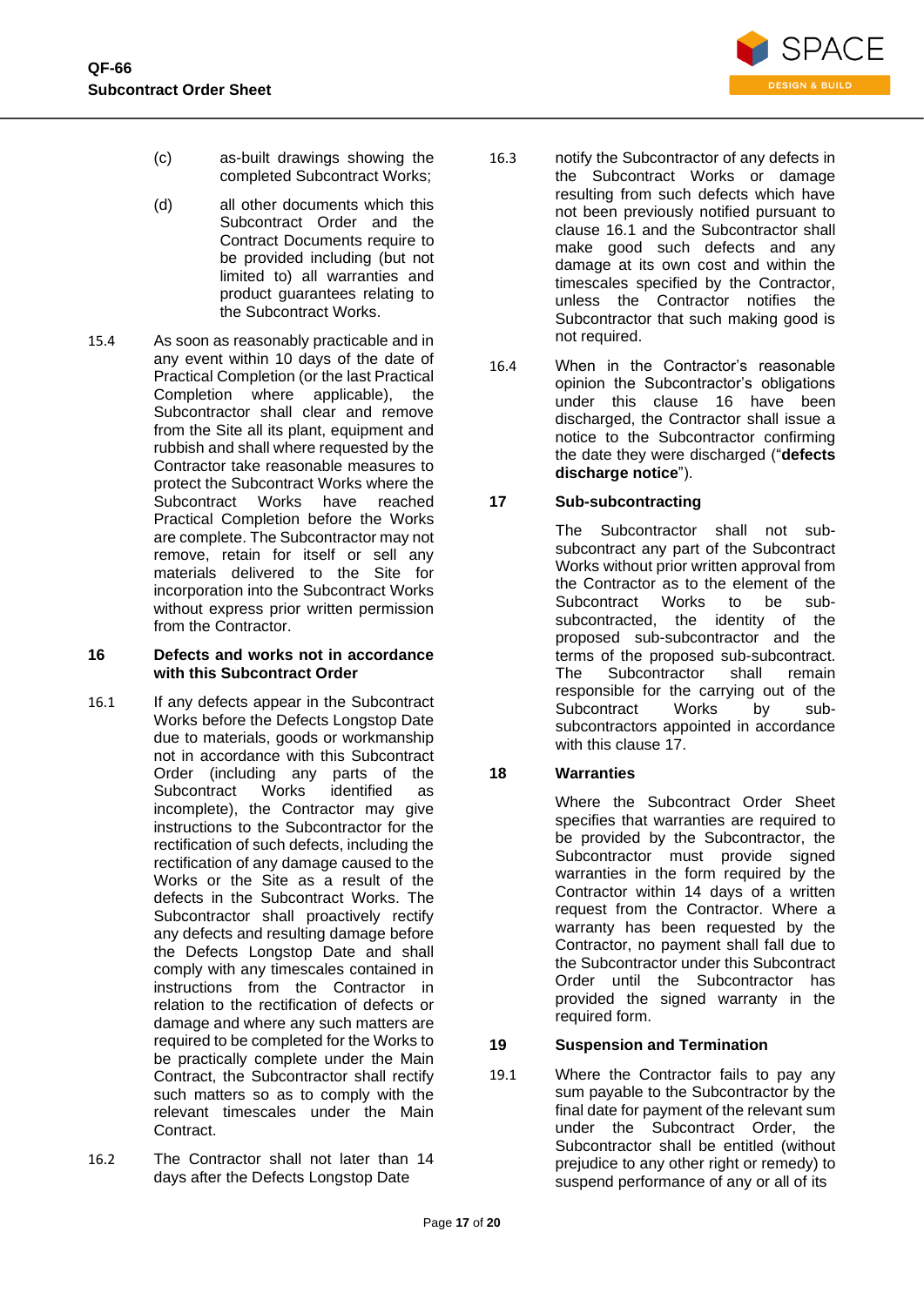(c) as-built drawings showing the completed Subcontract Works;

(d) all other documents which this Subcontract Order and the Contract Documents require to be provided including (but not limited to) all warranties and product guarantees relating to the Subcontract Works.

15.4 As soon as reasonably practicable and in any event within 10 days of the date of Practical Completion (or the last Practical Completion where applicable), the Subcontractor shall clear and remove from the Site all its plant, equipment and rubbish and shall where requested by the Contractor take reasonable measures to protect the Subcontract Works where the Subcontract Works have reached Practical Completion before the Works are complete. The Subcontractor may not remove, retain for itself or sell any materials delivered to the Site for incorporation into the Subcontract Works without express prior written permission from the Contractor.

## 16 Defects and works not in accordance with this Subcontract Order

16.1 If any defects appear in the Subcontract Works before the Defects Longstop Date due to materials, goods or workmanship not in accordance with this Subcontract Order (including any parts of the Subcontract Works identified as incomplete), the Contractor may give instructions to the Subcontractor for the rectification of such defects, including the rectification of any damage caused to the Works or the Site as a result of the defects in the Subcontract Works. The Subcontractor shall proactively rectify any defects and resulting damage before the Defects Longstop Date and shall comply with any timescales contained in instructions from the Contractor in relation to the rectification of defects or damage and where any such matters are required to be completed for the Works to be practically complete under the Main Contract, the Subcontractor shall rectify such matters so as to comply with the relevant timescales under the Main Contract.

16.2 The Contractor shall not later than 14 days after the Defects Longstop Date

16.3 notify the Subcontractor of any defects in the Subcontract Works or damage resulting from such defects which have not been previously notified pursuant to clause 16.1 and the Subcontractor shall make good such defects and any damage at its own cost and within the timescales specified by the Contractor, unless the Contractor notifies the Subcontractor that such making good is not required.

16.4 When in the Contractor's reasonable opinion the Subcontractor's obligations under this clause 16 have been discharged, the Contractor shall issue a notice to the Subcontractor confirming the date they were discharged ("**defects discharge notice**").

## 17 Sub-subcontracting

The Subcontractor shall not sub-subcontract any part of the Subcontract Works without prior written approval from the Contractor as to the element of the Subcontract Works to be sub-subcontracted, the identity of the proposed sub-subcontractor and the terms of the proposed sub-subcontract. The Subcontractor shall remain responsible for the carrying out of the Subcontract Works by sub-subcontractors appointed in accordance with this clause 17.

## 18 Warranties

Where the Subcontract Order Sheet specifies that warranties are required to be provided by the Subcontractor, the Subcontractor must provide signed warranties in the form required by the Contractor within 14 days of a written request from the Contractor. Where a warranty has been requested by the Contractor, no payment shall fall due to the Subcontractor under this Subcontract Order until the Subcontractor has provided the signed warranty in the required form.

## 19 Suspension and Termination

19.1 Where the Contractor fails to pay any sum payable to the Subcontractor by the final date for payment of the relevant sum under the Subcontract Order, the Subcontractor shall be entitled (without prejudice to any other right or remedy) to suspend performance of any or all of its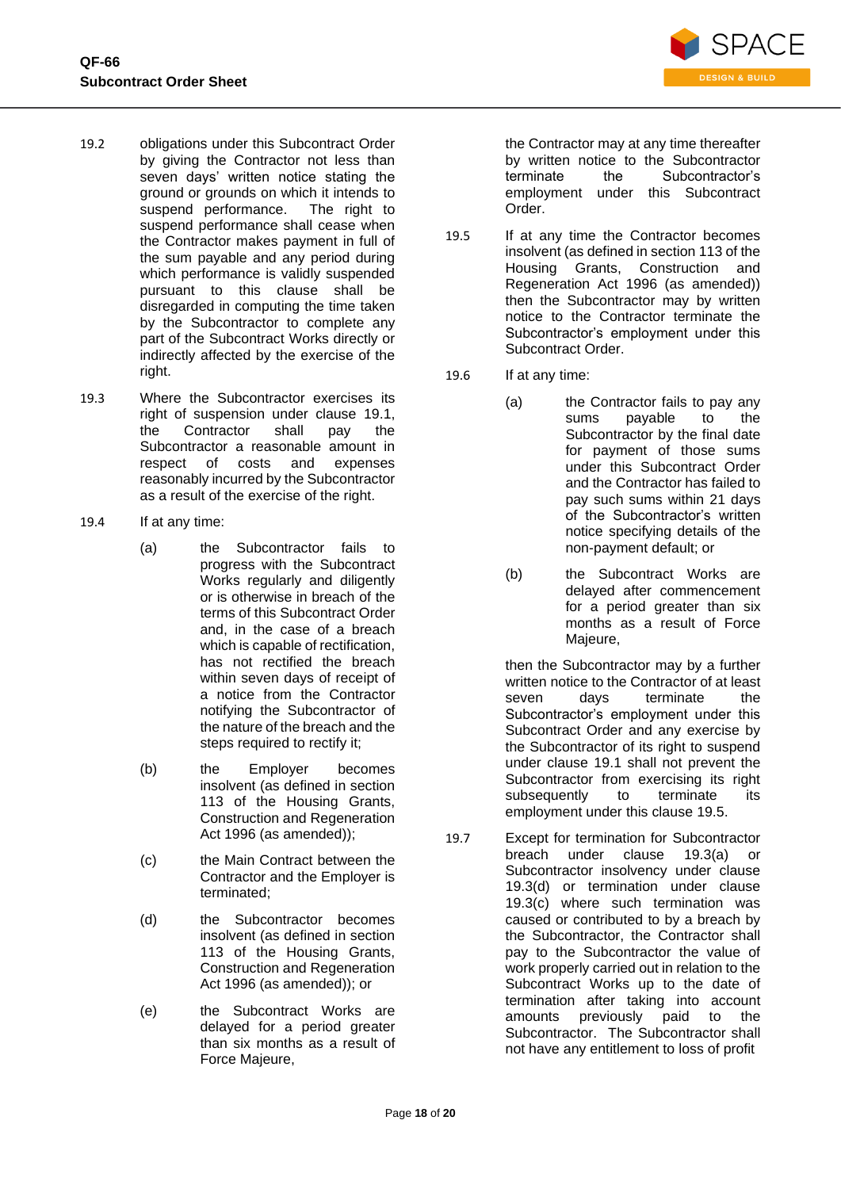19.2 obligations under this Subcontract Order by giving the Contractor not less than seven days' written notice stating the ground or grounds on which it intends to suspend performance. The right to suspend performance shall cease when the Contractor makes payment in full of the sum payable and any period during which performance is validly suspended pursuant to this clause shall be disregarded in computing the time taken by the Subcontractor to complete any part of the Subcontract Works directly or indirectly affected by the exercise of the right.

19.3 Where the Subcontractor exercises its right of suspension under clause 19.1, the Contractor shall pay the Subcontractor a reasonable amount in respect of costs and expenses reasonably incurred by the Subcontractor as a result of the exercise of the right.

19.4 If at any time:

(a) the Subcontractor fails to progress with the Subcontract Works regularly and diligently or is otherwise in breach of the terms of this Subcontract Order and, in the case of a breach which is capable of rectification, has not rectified the breach within seven days of receipt of a notice from the Contractor notifying the Subcontractor of the nature of the breach and the steps required to rectify it;

(b) the Employer becomes insolvent (as defined in section 113 of the Housing Grants, Construction and Regeneration Act 1996 (as amended));

(c) the Main Contract between the Contractor and the Employer is terminated;

(d) the Subcontractor becomes insolvent (as defined in section 113 of the Housing Grants, Construction and Regeneration Act 1996 (as amended)); or

(e) the Subcontract Works are delayed for a period greater than six months as a result of Force Majeure,

the Contractor may at any time thereafter by written notice to the Subcontractor terminate the Subcontractor's employment under this Subcontract Order.

19.5 If at any time the Contractor becomes insolvent (as defined in section 113 of the Housing Grants, Construction and Regeneration Act 1996 (as amended)) then the Subcontractor may by written notice to the Contractor terminate the Subcontractor's employment under this Subcontract Order.

19.6 If at any time:

(a) the Contractor fails to pay any sums payable to the Subcontractor by the final date for payment of those sums under this Subcontract Order and the Contractor has failed to pay such sums within 21 days of the Subcontractor's written notice specifying details of the non-payment default; or

(b) the Subcontract Works are delayed after commencement for a period greater than six months as a result of Force Majeure,

then the Subcontractor may by a further written notice to the Contractor of at least seven days terminate the Subcontractor's employment under this Subcontract Order and any exercise by the Subcontractor of its right to suspend under clause 19.1 shall not prevent the Subcontractor from exercising its right subsequently to terminate its employment under this clause 19.5.

19.7 Except for termination for Subcontractor breach under clause 19.3(a) or Subcontractor insolvency under clause 19.3(d) or termination under clause 19.3(c) where such termination was caused or contributed to by a breach by the Subcontractor, the Contractor shall pay to the Subcontractor the value of work properly carried out in relation to the Subcontract Works up to the date of termination after taking into account amounts previously paid to the Subcontractor. The Subcontractor shall not have any entitlement to loss of profit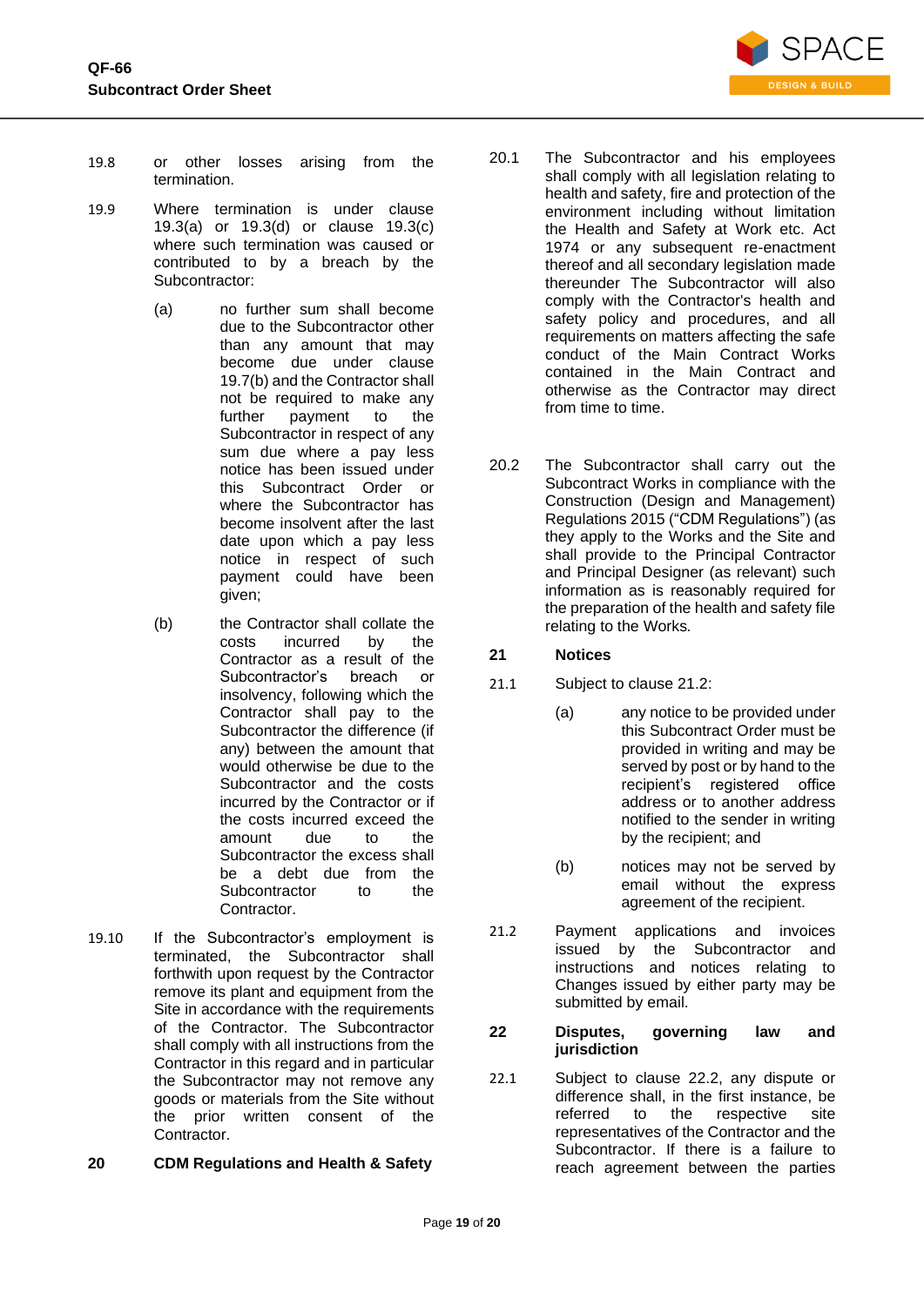19.8 or other losses arising from the termination.

19.9 Where termination is under clause 19.3(a) or 19.3(d) or clause 19.3(c) where such termination was caused or contributed to by a breach by the Subcontractor:

(a) no further sum shall become due to the Subcontractor other than any amount that may become due under clause 19.7(b) and the Contractor shall not be required to make any further payment to the Subcontractor in respect of any sum due where a pay less notice has been issued under this Subcontract Order or where the Subcontractor has become insolvent after the last date upon which a pay less notice in respect of such payment could have been given;

(b) the Contractor shall collate the costs incurred by the Contractor as a result of the Subcontractor's breach or insolvency, following which the Contractor shall pay to the Subcontractor the difference (if any) between the amount that would otherwise be due to the Subcontractor and the costs incurred by the Contractor or if the costs incurred exceed the amount due to the Subcontractor the excess shall be a debt due from the Subcontractor to the Contractor.

19.10 If the Subcontractor's employment is terminated, the Subcontractor shall forthwith upon request by the Contractor remove its plant and equipment from the Site in accordance with the requirements of the Contractor. The Subcontractor shall comply with all instructions from the Contractor in this regard and in particular the Subcontractor may not remove any goods or materials from the Site without the prior written consent of the Contractor.

## 20 CDM Regulations and Health & Safety

20.1 The Subcontractor and his employees shall comply with all legislation relating to health and safety, fire and protection of the environment including without limitation the Health and Safety at Work etc. Act 1974 or any subsequent re-enactment thereof and all secondary legislation made thereunder The Subcontractor will also comply with the Contractor's health and safety policy and procedures, and all requirements on matters affecting the safe conduct of the Main Contract Works contained in the Main Contract and otherwise as the Contractor may direct from time to time.

20.2 The Subcontractor shall carry out the Subcontract Works in compliance with the Construction (Design and Management) Regulations 2015 ("CDM Regulations") (as they apply to the Works and the Site and shall provide to the Principal Contractor and Principal Designer (as relevant) such information as is reasonably required for the preparation of the health and safety file relating to the Works.

## 21 Notices

21.1 Subject to clause 21.2:

(a) any notice to be provided under this Subcontract Order must be provided in writing and may be served by post or by hand to the recipient's registered office address or to another address notified to the sender in writing by the recipient; and

(b) notices may not be served by email without the express agreement of the recipient.

21.2 Payment applications and invoices issued by the Subcontractor and instructions and notices relating to Changes issued by either party may be submitted by email.

## 22 Disputes, governing law and jurisdiction

22.1 Subject to clause 22.2, any dispute or difference shall, in the first instance, be referred to the respective site representatives of the Contractor and the Subcontractor. If there is a failure to reach agreement between the parties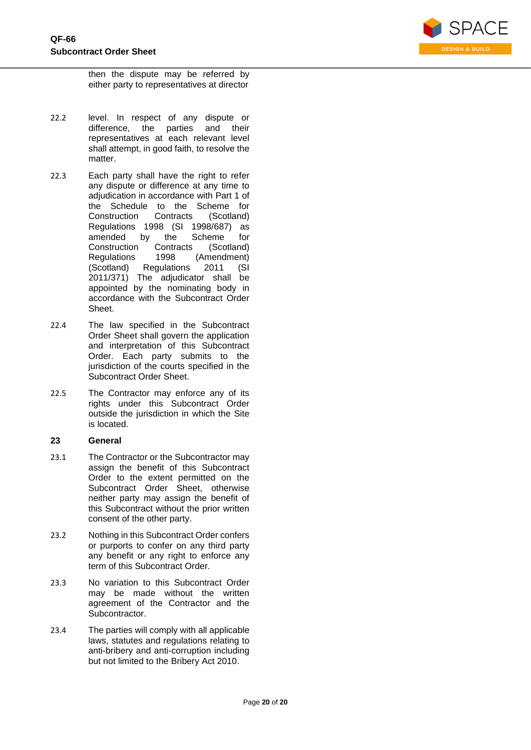then the dispute may be referred by either party to representatives at director

22.2 level. In respect of any dispute or difference, the parties and their representatives at each relevant level shall attempt, in good faith, to resolve the matter.

22.3 Each party shall have the right to refer any dispute or difference at any time to adjudication in accordance with Part 1 of the Schedule to the Scheme for Construction Contracts (Scotland) Regulations 1998 (SI 1998/687) as amended by the Scheme for Construction Contracts (Scotland) Regulations 1998 (Amendment) (Scotland) Regulations 2011 (SI 2011/371) The adjudicator shall be appointed by the nominating body in accordance with the Subcontract Order Sheet.

22.4 The law specified in the Subcontract Order Sheet shall govern the application and interpretation of this Subcontract Order. Each party submits to the jurisdiction of the courts specified in the Subcontract Order Sheet.

22.5 The Contractor may enforce any of its rights under this Subcontract Order outside the jurisdiction in which the Site is located.

## 23 General

23.1 The Contractor or the Subcontractor may assign the benefit of this Subcontract Order to the extent permitted on the Subcontract Order Sheet, otherwise neither party may assign the benefit of this Subcontract without the prior written consent of the other party.

23.2 Nothing in this Subcontract Order confers or purports to confer on any third party any benefit or any right to enforce any term of this Subcontract Order.

23.3 No variation to this Subcontract Order may be made without the written agreement of the Contractor and the Subcontractor.

23.4 The parties will comply with all applicable laws, statutes and regulations relating to anti-bribery and anti-corruption including but not limited to the Bribery Act 2010.